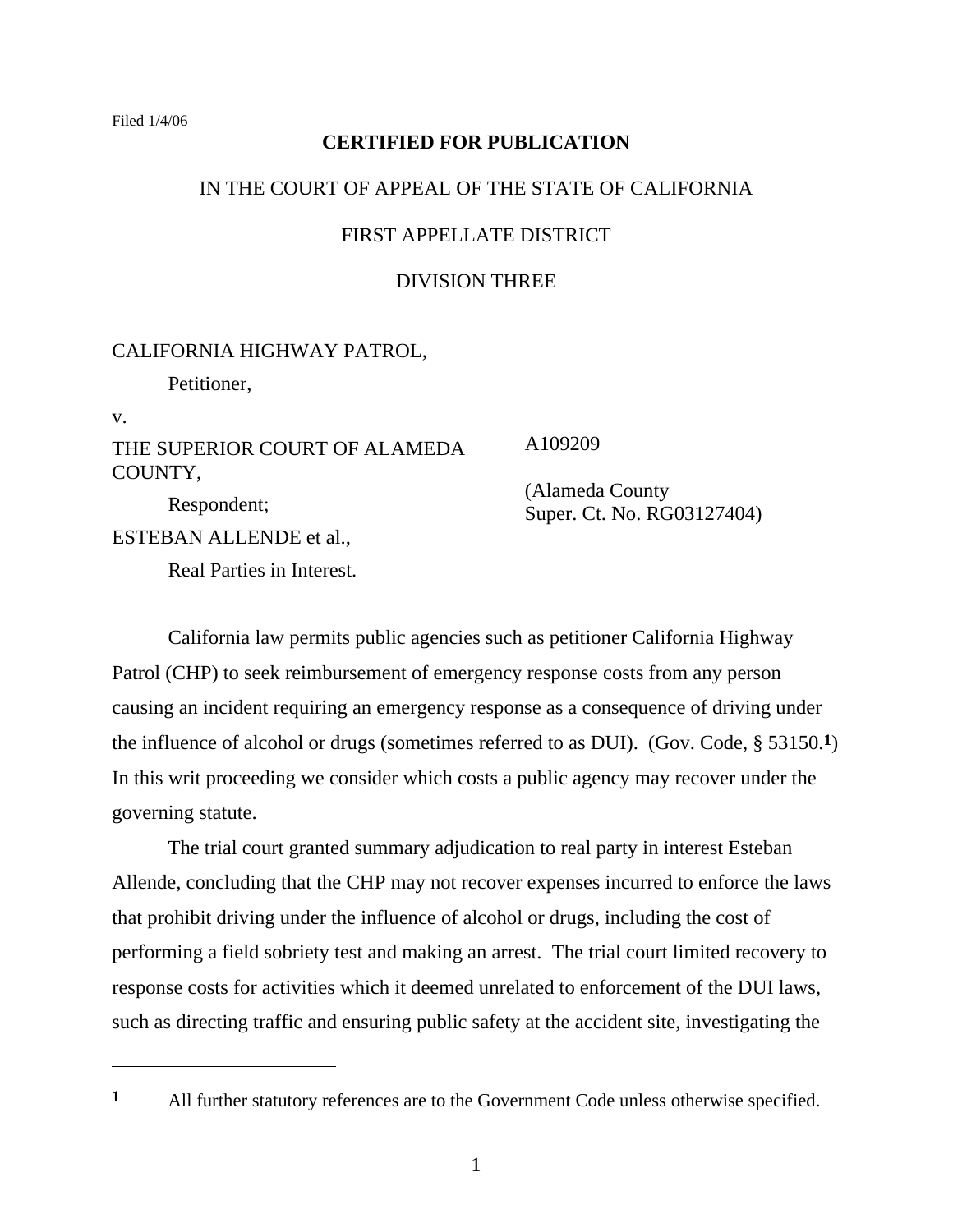Filed 1/4/06

**CERTIFIED FOR PUBLICATION**

IN THE COURT OF APPEAL OF THE STATE OF CALIFORNIA

FIRST APPELLATE DISTRICT

DIVISION THREE

| | |
|---|---|
| CALIFORNIA HIGHWAY PATROL,<br>Petitioner,<br>v.<br>THE SUPERIOR COURT OF ALAMEDA COUNTY,<br>Respondent;<br>ESTEBAN ALLENDE et al.,<br>Real Parties in Interest. | A109209<br><br>(Alameda County<br>Super. Ct. No. RG03127404) |

California law permits public agencies such as petitioner California Highway Patrol (CHP) to seek reimbursement of emergency response costs from any person causing an incident requiring an emergency response as a consequence of driving under the influence of alcohol or drugs (sometimes referred to as DUI). (Gov. Code, § 53150.[1]) In this writ proceeding we consider which costs a public agency may recover under the governing statute.

The trial court granted summary adjudication to real party in interest Esteban Allende, concluding that the CHP may not recover expenses incurred to enforce the laws that prohibit driving under the influence of alcohol or drugs, including the cost of performing a field sobriety test and making an arrest. The trial court limited recovery to response costs for activities which it deemed unrelated to enforcement of the DUI laws, such as directing traffic and ensuring public safety at the accident site, investigating the

---

[1] All further statutory references are to the Government Code unless otherwise specified.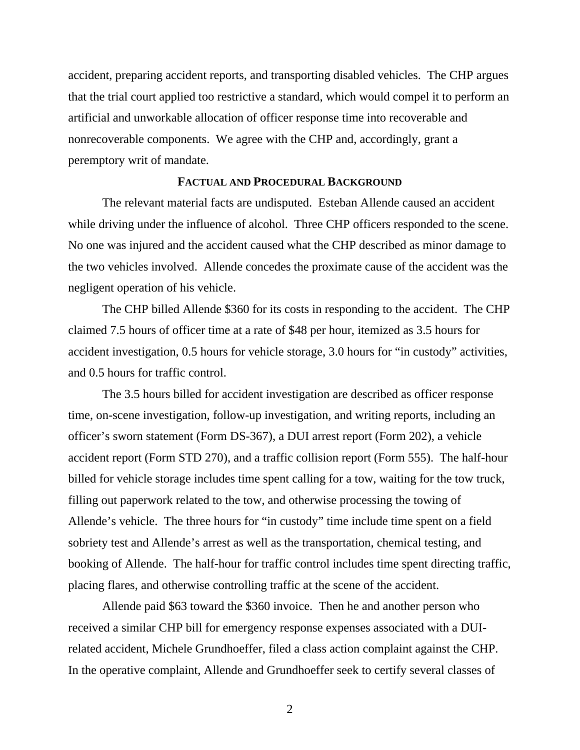accident, preparing accident reports, and transporting disabled vehicles. The CHP argues that the trial court applied too restrictive a standard, which would compel it to perform an artificial and unworkable allocation of officer response time into recoverable and nonrecoverable components. We agree with the CHP and, accordingly, grant a peremptory writ of mandate.

## FACTUAL AND PROCEDURAL BACKGROUND

The relevant material facts are undisputed. Esteban Allende caused an accident while driving under the influence of alcohol. Three CHP officers responded to the scene. No one was injured and the accident caused what the CHP described as minor damage to the two vehicles involved. Allende concedes the proximate cause of the accident was the negligent operation of his vehicle.

The CHP billed Allende $360 for its costs in responding to the accident. The CHP claimed 7.5 hours of officer time at a rate of $48 per hour, itemized as 3.5 hours for accident investigation, 0.5 hours for vehicle storage, 3.0 hours for "in custody" activities, and 0.5 hours for traffic control.

The 3.5 hours billed for accident investigation are described as officer response time, on-scene investigation, follow-up investigation, and writing reports, including an officer's sworn statement (Form DS-367), a DUI arrest report (Form 202), a vehicle accident report (Form STD 270), and a traffic collision report (Form 555). The half-hour billed for vehicle storage includes time spent calling for a tow, waiting for the tow truck, filling out paperwork related to the tow, and otherwise processing the towing of Allende's vehicle. The three hours for "in custody" time include time spent on a field sobriety test and Allende's arrest as well as the transportation, chemical testing, and booking of Allende. The half-hour for traffic control includes time spent directing traffic, placing flares, and otherwise controlling traffic at the scene of the accident.

Allende paid $63 toward the $360 invoice. Then he and another person who received a similar CHP bill for emergency response expenses associated with a DUI-related accident, Michele Grundhoeffer, filed a class action complaint against the CHP. In the operative complaint, Allende and Grundhoeffer seek to certify several classes of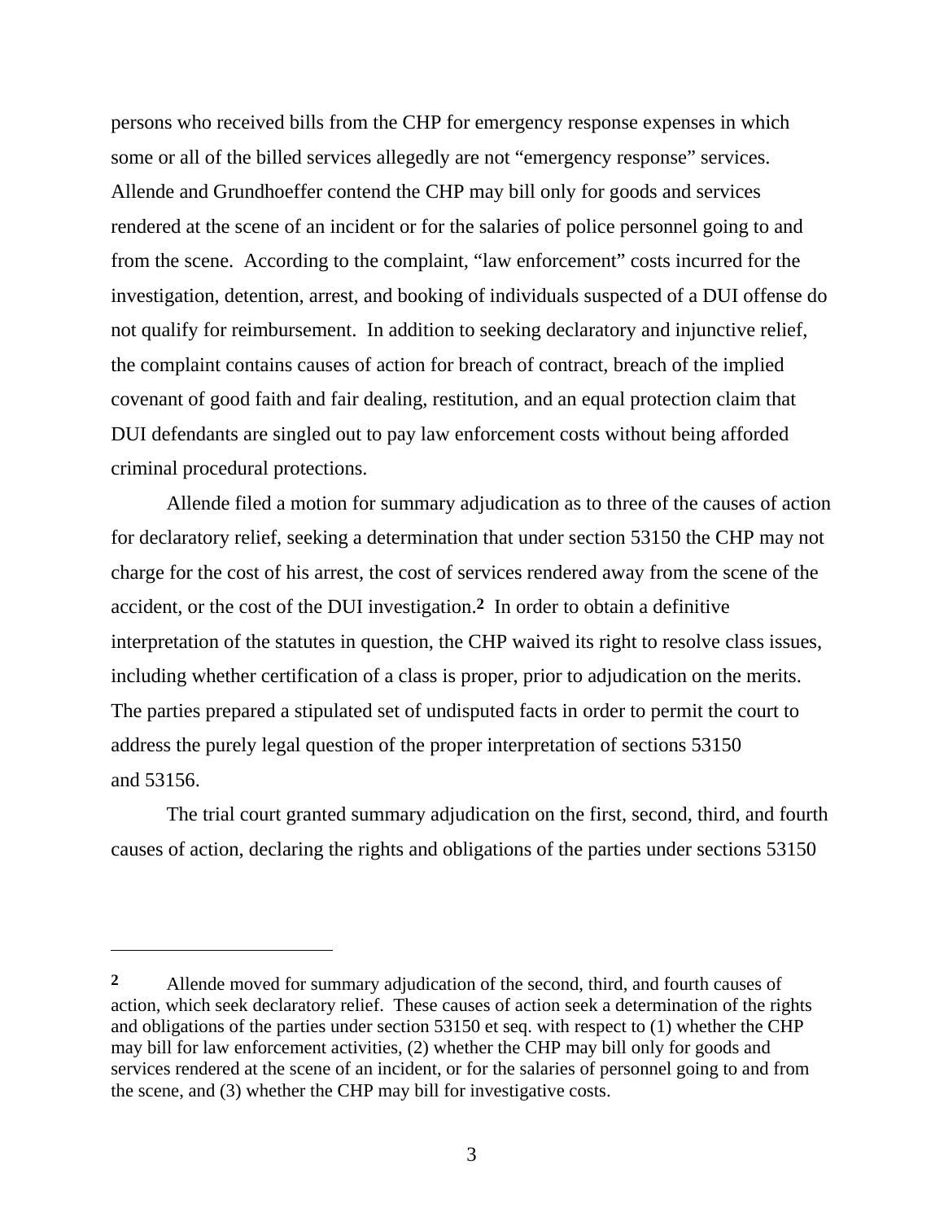persons who received bills from the CHP for emergency response expenses in which some or all of the billed services allegedly are not "emergency response" services. Allende and Grundhoeffer contend the CHP may bill only for goods and services rendered at the scene of an incident or for the salaries of police personnel going to and from the scene. According to the complaint, "law enforcement" costs incurred for the investigation, detention, arrest, and booking of individuals suspected of a DUI offense do not qualify for reimbursement. In addition to seeking declaratory and injunctive relief, the complaint contains causes of action for breach of contract, breach of the implied covenant of good faith and fair dealing, restitution, and an equal protection claim that DUI defendants are singled out to pay law enforcement costs without being afforded criminal procedural protections.

Allende filed a motion for summary adjudication as to three of the causes of action for declaratory relief, seeking a determination that under section 53150 the CHP may not charge for the cost of his arrest, the cost of services rendered away from the scene of the accident, or the cost of the DUI investigation.[2] In order to obtain a definitive interpretation of the statutes in question, the CHP waived its right to resolve class issues, including whether certification of a class is proper, prior to adjudication on the merits. The parties prepared a stipulated set of undisputed facts in order to permit the court to address the purely legal question of the proper interpretation of sections 53150 and 53156.

The trial court granted summary adjudication on the first, second, third, and fourth causes of action, declaring the rights and obligations of the parties under sections 53150

---

[2] Allende moved for summary adjudication of the second, third, and fourth causes of action, which seek declaratory relief. These causes of action seek a determination of the rights and obligations of the parties under section 53150 et seq. with respect to (1) whether the CHP may bill for law enforcement activities, (2) whether the CHP may bill only for goods and services rendered at the scene of an incident, or for the salaries of personnel going to and from the scene, and (3) whether the CHP may bill for investigative costs.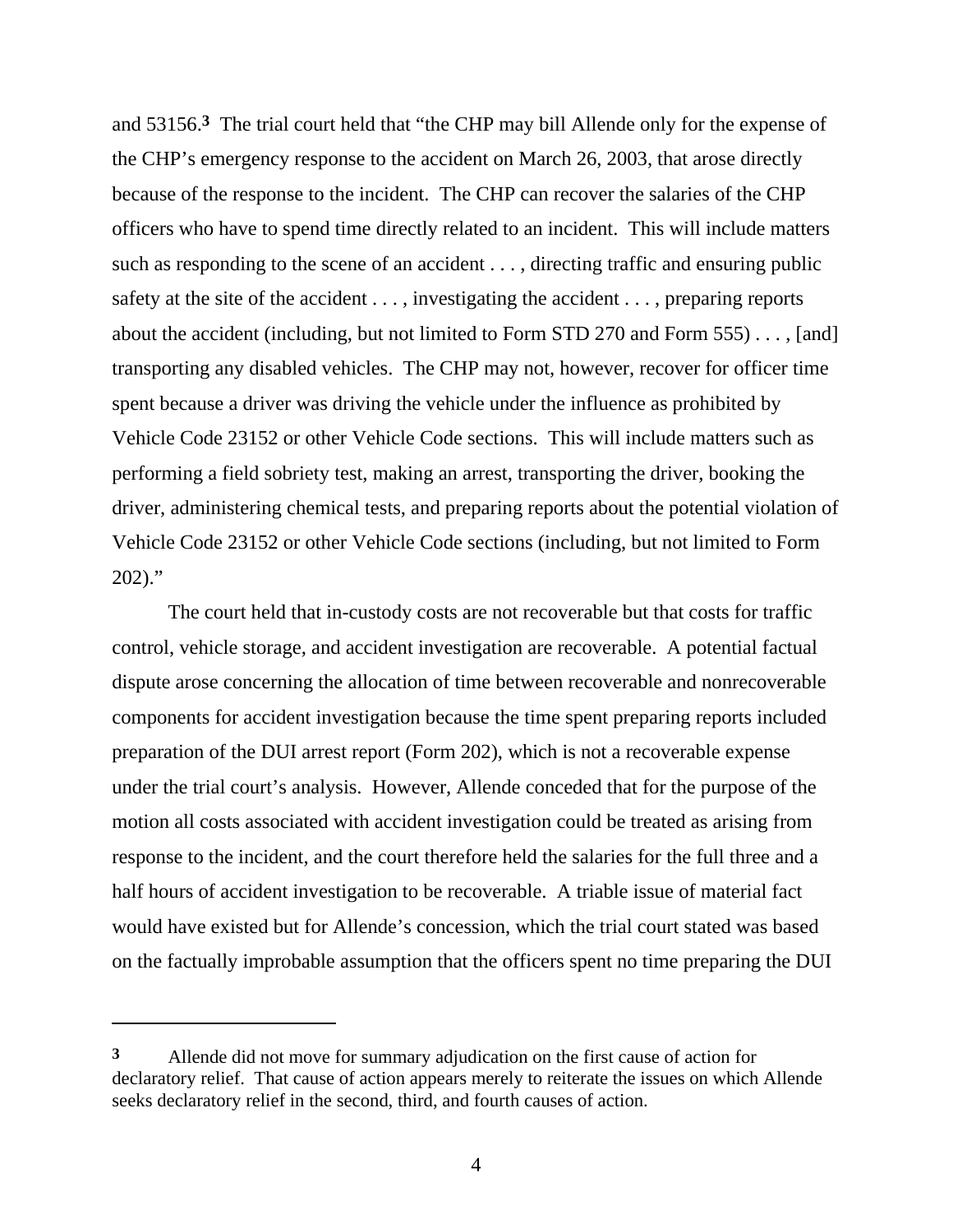and 53156.[3] The trial court held that "the CHP may bill Allende only for the expense of the CHP's emergency response to the accident on March 26, 2003, that arose directly because of the response to the incident. The CHP can recover the salaries of the CHP officers who have to spend time directly related to an incident. This will include matters such as responding to the scene of an accident . . . , directing traffic and ensuring public safety at the site of the accident . . . , investigating the accident . . . , preparing reports about the accident (including, but not limited to Form STD 270 and Form 555) . . . , [and] transporting any disabled vehicles. The CHP may not, however, recover for officer time spent because a driver was driving the vehicle under the influence as prohibited by Vehicle Code 23152 or other Vehicle Code sections. This will include matters such as performing a field sobriety test, making an arrest, transporting the driver, booking the driver, administering chemical tests, and preparing reports about the potential violation of Vehicle Code 23152 or other Vehicle Code sections (including, but not limited to Form 202)."

The court held that in-custody costs are not recoverable but that costs for traffic control, vehicle storage, and accident investigation are recoverable. A potential factual dispute arose concerning the allocation of time between recoverable and nonrecoverable components for accident investigation because the time spent preparing reports included preparation of the DUI arrest report (Form 202), which is not a recoverable expense under the trial court's analysis. However, Allende conceded that for the purpose of the motion all costs associated with accident investigation could be treated as arising from response to the incident, and the court therefore held the salaries for the full three and a half hours of accident investigation to be recoverable. A triable issue of material fact would have existed but for Allende's concession, which the trial court stated was based on the factually improbable assumption that the officers spent no time preparing the DUI

---

[3] Allende did not move for summary adjudication on the first cause of action for declaratory relief. That cause of action appears merely to reiterate the issues on which Allende seeks declaratory relief in the second, third, and fourth causes of action.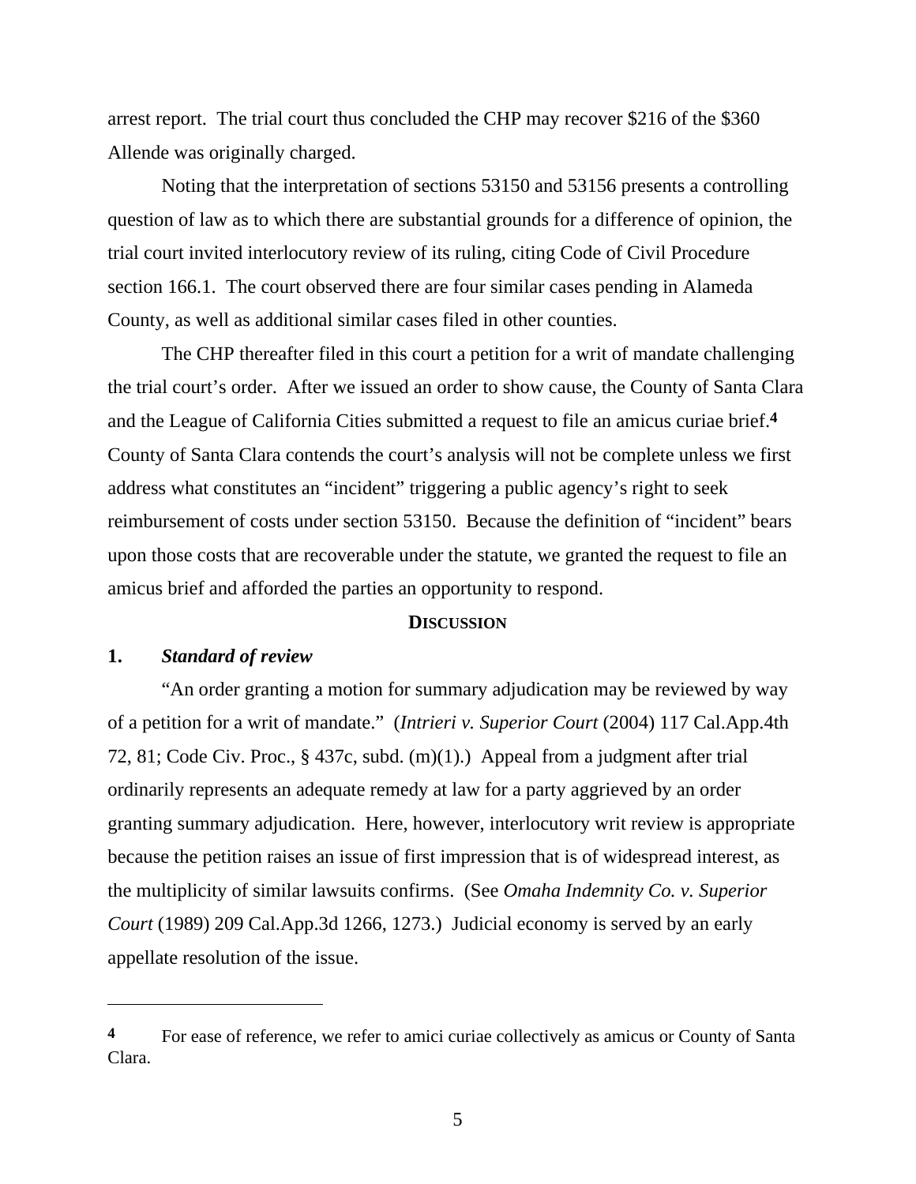arrest report. The trial court thus concluded the CHP may recover $216 of the $360 Allende was originally charged.

Noting that the interpretation of sections 53150 and 53156 presents a controlling question of law as to which there are substantial grounds for a difference of opinion, the trial court invited interlocutory review of its ruling, citing Code of Civil Procedure section 166.1. The court observed there are four similar cases pending in Alameda County, as well as additional similar cases filed in other counties.

The CHP thereafter filed in this court a petition for a writ of mandate challenging the trial court's order. After we issued an order to show cause, the County of Santa Clara and the League of California Cities submitted a request to file an amicus curiae brief.[4] County of Santa Clara contends the court's analysis will not be complete unless we first address what constitutes an "incident" triggering a public agency's right to seek reimbursement of costs under section 53150. Because the definition of "incident" bears upon those costs that are recoverable under the statute, we granted the request to file an amicus brief and afforded the parties an opportunity to respond.

## DISCUSSION

### 1. *Standard of review*

"An order granting a motion for summary adjudication may be reviewed by way of a petition for a writ of mandate." (*Intrieri v. Superior Court* (2004) 117 Cal.App.4th 72, 81; Code Civ. Proc., § 437c, subd. (m)(1).) Appeal from a judgment after trial ordinarily represents an adequate remedy at law for a party aggrieved by an order granting summary adjudication. Here, however, interlocutory writ review is appropriate because the petition raises an issue of first impression that is of widespread interest, as the multiplicity of similar lawsuits confirms. (See *Omaha Indemnity Co. v. Superior Court* (1989) 209 Cal.App.3d 1266, 1273.) Judicial economy is served by an early appellate resolution of the issue.

---

[4] For ease of reference, we refer to amici curiae collectively as amicus or County of Santa Clara.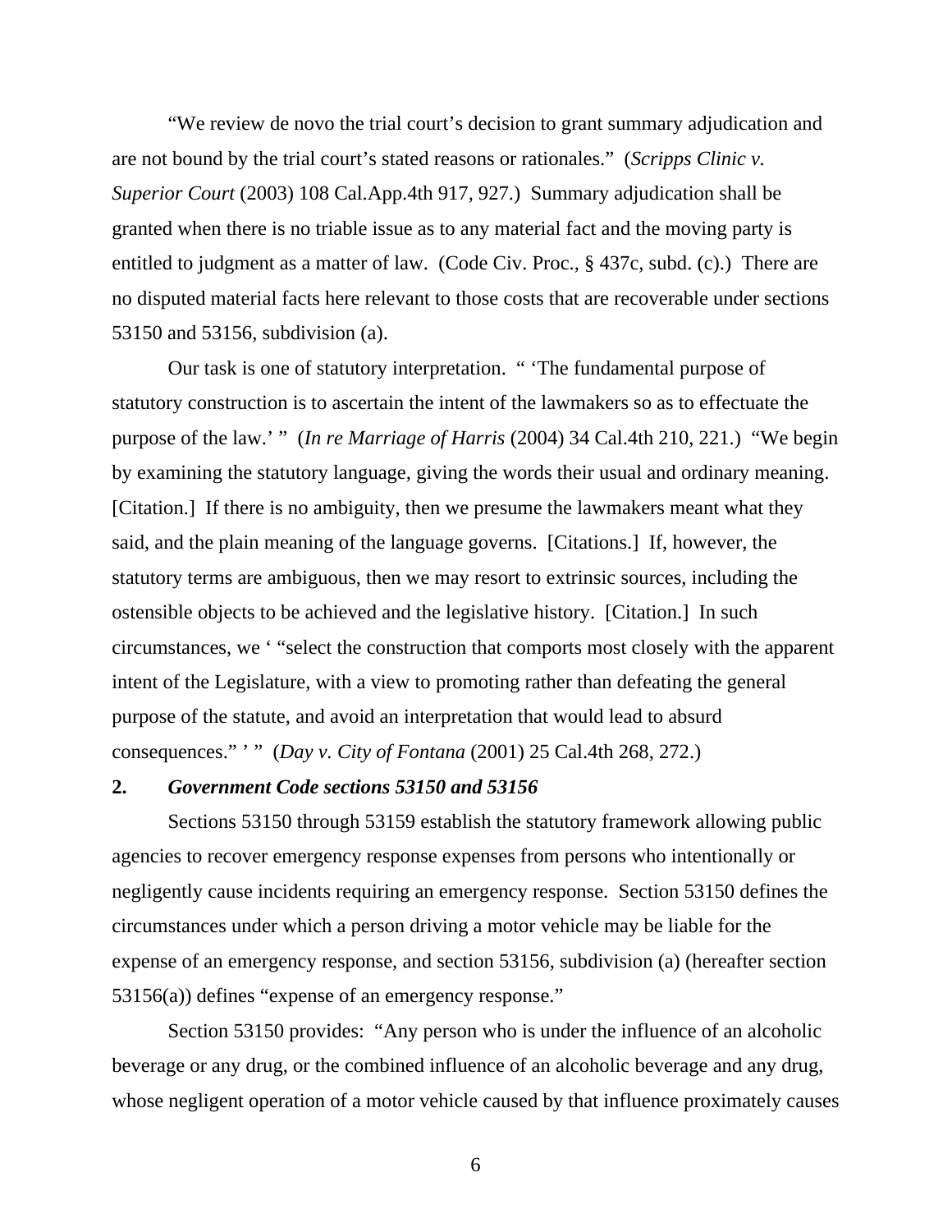"We review de novo the trial court's decision to grant summary adjudication and are not bound by the trial court's stated reasons or rationales." (*Scripps Clinic v. Superior Court* (2003) 108 Cal.App.4th 917, 927.) Summary adjudication shall be granted when there is no triable issue as to any material fact and the moving party is entitled to judgment as a matter of law. (Code Civ. Proc., § 437c, subd. (c).) There are no disputed material facts here relevant to those costs that are recoverable under sections 53150 and 53156, subdivision (a).

Our task is one of statutory interpretation. " 'The fundamental purpose of statutory construction is to ascertain the intent of the lawmakers so as to effectuate the purpose of the law.' " (*In re Marriage of Harris* (2004) 34 Cal.4th 210, 221.) "We begin by examining the statutory language, giving the words their usual and ordinary meaning. [Citation.] If there is no ambiguity, then we presume the lawmakers meant what they said, and the plain meaning of the language governs. [Citations.] If, however, the statutory terms are ambiguous, then we may resort to extrinsic sources, including the ostensible objects to be achieved and the legislative history. [Citation.] In such circumstances, we ' "select the construction that comports most closely with the apparent intent of the Legislature, with a view to promoting rather than defeating the general purpose of the statute, and avoid an interpretation that would lead to absurd consequences." ' " (*Day v. City of Fontana* (2001) 25 Cal.4th 268, 272.)

**2. *Government Code sections 53150 and 53156***

Sections 53150 through 53159 establish the statutory framework allowing public agencies to recover emergency response expenses from persons who intentionally or negligently cause incidents requiring an emergency response. Section 53150 defines the circumstances under which a person driving a motor vehicle may be liable for the expense of an emergency response, and section 53156, subdivision (a) (hereafter section 53156(a)) defines "expense of an emergency response."

Section 53150 provides: "Any person who is under the influence of an alcoholic beverage or any drug, or the combined influence of an alcoholic beverage and any drug, whose negligent operation of a motor vehicle caused by that influence proximately causes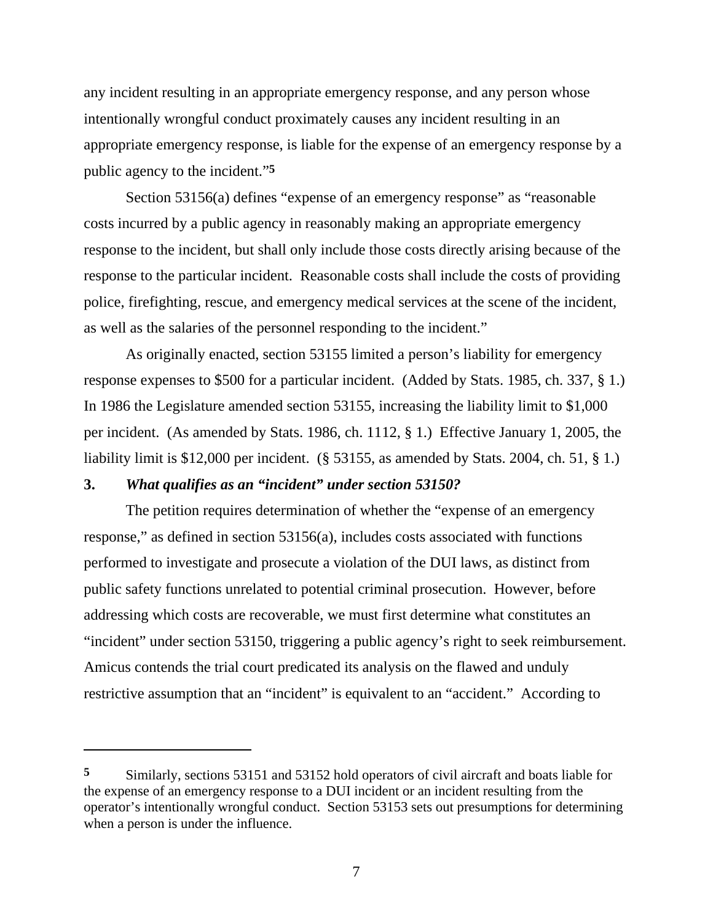any incident resulting in an appropriate emergency response, and any person whose intentionally wrongful conduct proximately causes any incident resulting in an appropriate emergency response, is liable for the expense of an emergency response by a public agency to the incident."[5]

Section 53156(a) defines "expense of an emergency response" as "reasonable costs incurred by a public agency in reasonably making an appropriate emergency response to the incident, but shall only include those costs directly arising because of the response to the particular incident. Reasonable costs shall include the costs of providing police, firefighting, rescue, and emergency medical services at the scene of the incident, as well as the salaries of the personnel responding to the incident."

As originally enacted, section 53155 limited a person's liability for emergency response expenses to $500 for a particular incident. (Added by Stats. 1985, ch. 337, § 1.) In 1986 the Legislature amended section 53155, increasing the liability limit to $1,000 per incident. (As amended by Stats. 1986, ch. 1112, § 1.) Effective January 1, 2005, the liability limit is $12,000 per incident. (§ 53155, as amended by Stats. 2004, ch. 51, § 1.)

**3. *What qualifies as an "incident" under section 53150?***

The petition requires determination of whether the "expense of an emergency response," as defined in section 53156(a), includes costs associated with functions performed to investigate and prosecute a violation of the DUI laws, as distinct from public safety functions unrelated to potential criminal prosecution. However, before addressing which costs are recoverable, we must first determine what constitutes an "incident" under section 53150, triggering a public agency's right to seek reimbursement. Amicus contends the trial court predicated its analysis on the flawed and unduly restrictive assumption that an "incident" is equivalent to an "accident." According to

---

[5] Similarly, sections 53151 and 53152 hold operators of civil aircraft and boats liable for the expense of an emergency response to a DUI incident or an incident resulting from the operator's intentionally wrongful conduct. Section 53153 sets out presumptions for determining when a person is under the influence.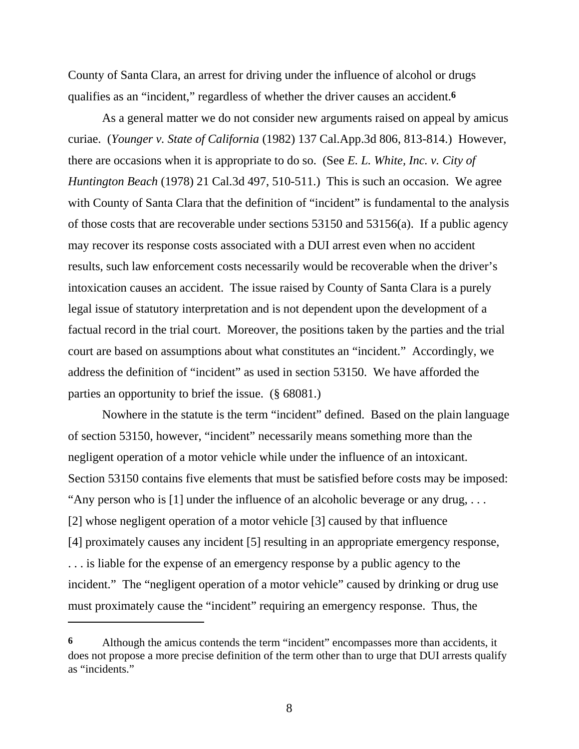County of Santa Clara, an arrest for driving under the influence of alcohol or drugs qualifies as an "incident," regardless of whether the driver causes an accident.[6]

As a general matter we do not consider new arguments raised on appeal by amicus curiae. (*Younger v. State of California* (1982) 137 Cal.App.3d 806, 813-814.) However, there are occasions when it is appropriate to do so. (See *E. L. White, Inc. v. City of Huntington Beach* (1978) 21 Cal.3d 497, 510-511.) This is such an occasion. We agree with County of Santa Clara that the definition of "incident" is fundamental to the analysis of those costs that are recoverable under sections 53150 and 53156(a). If a public agency may recover its response costs associated with a DUI arrest even when no accident results, such law enforcement costs necessarily would be recoverable when the driver's intoxication causes an accident. The issue raised by County of Santa Clara is a purely legal issue of statutory interpretation and is not dependent upon the development of a factual record in the trial court. Moreover, the positions taken by the parties and the trial court are based on assumptions about what constitutes an "incident." Accordingly, we address the definition of "incident" as used in section 53150. We have afforded the parties an opportunity to brief the issue. (§ 68081.)

Nowhere in the statute is the term "incident" defined. Based on the plain language of section 53150, however, "incident" necessarily means something more than the negligent operation of a motor vehicle while under the influence of an intoxicant. Section 53150 contains five elements that must be satisfied before costs may be imposed: "Any person who is [1] under the influence of an alcoholic beverage or any drug, . . . [2] whose negligent operation of a motor vehicle [3] caused by that influence [4] proximately causes any incident [5] resulting in an appropriate emergency response, . . . is liable for the expense of an emergency response by a public agency to the incident." The "negligent operation of a motor vehicle" caused by drinking or drug use must proximately cause the "incident" requiring an emergency response. Thus, the

---

[6] Although the amicus contends the term "incident" encompasses more than accidents, it does not propose a more precise definition of the term other than to urge that DUI arrests qualify as "incidents."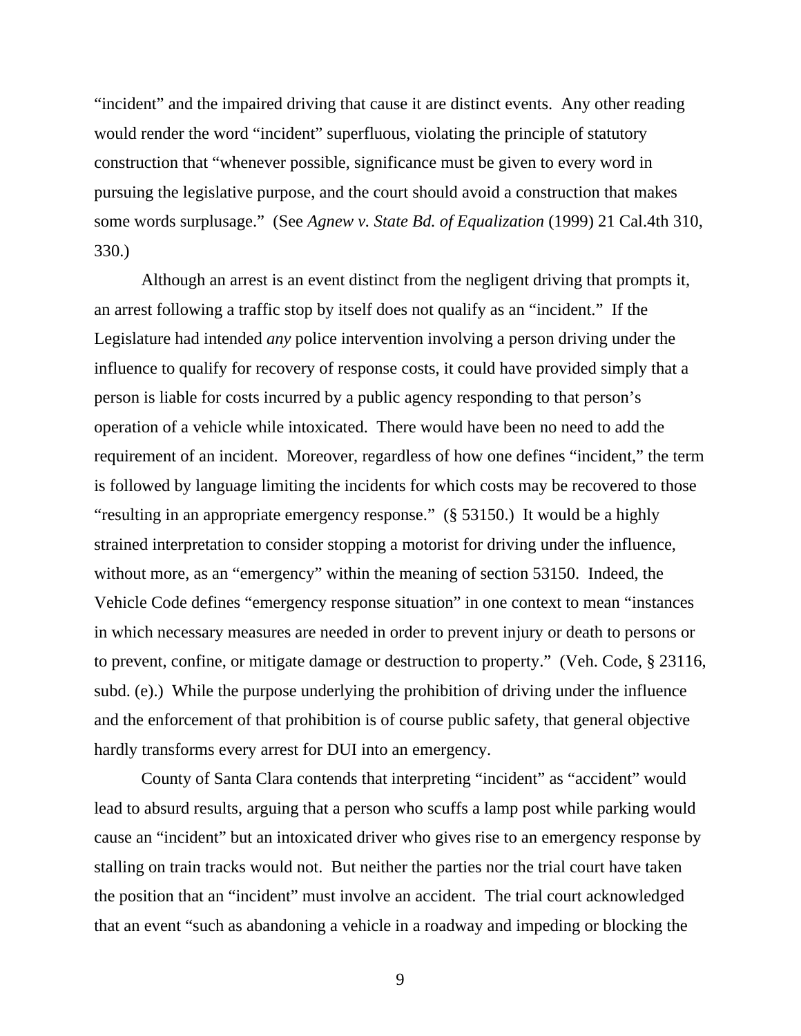"incident" and the impaired driving that cause it are distinct events. Any other reading would render the word "incident" superfluous, violating the principle of statutory construction that "whenever possible, significance must be given to every word in pursuing the legislative purpose, and the court should avoid a construction that makes some words surplusage." (See *Agnew v. State Bd. of Equalization* (1999) 21 Cal.4th 310, 330.)

Although an arrest is an event distinct from the negligent driving that prompts it, an arrest following a traffic stop by itself does not qualify as an "incident." If the Legislature had intended *any* police intervention involving a person driving under the influence to qualify for recovery of response costs, it could have provided simply that a person is liable for costs incurred by a public agency responding to that person's operation of a vehicle while intoxicated. There would have been no need to add the requirement of an incident. Moreover, regardless of how one defines "incident," the term is followed by language limiting the incidents for which costs may be recovered to those "resulting in an appropriate emergency response." (§ 53150.) It would be a highly strained interpretation to consider stopping a motorist for driving under the influence, without more, as an "emergency" within the meaning of section 53150. Indeed, the Vehicle Code defines "emergency response situation" in one context to mean "instances in which necessary measures are needed in order to prevent injury or death to persons or to prevent, confine, or mitigate damage or destruction to property." (Veh. Code, § 23116, subd. (e).) While the purpose underlying the prohibition of driving under the influence and the enforcement of that prohibition is of course public safety, that general objective hardly transforms every arrest for DUI into an emergency.

County of Santa Clara contends that interpreting "incident" as "accident" would lead to absurd results, arguing that a person who scuffs a lamp post while parking would cause an "incident" but an intoxicated driver who gives rise to an emergency response by stalling on train tracks would not. But neither the parties nor the trial court have taken the position that an "incident" must involve an accident. The trial court acknowledged that an event "such as abandoning a vehicle in a roadway and impeding or blocking the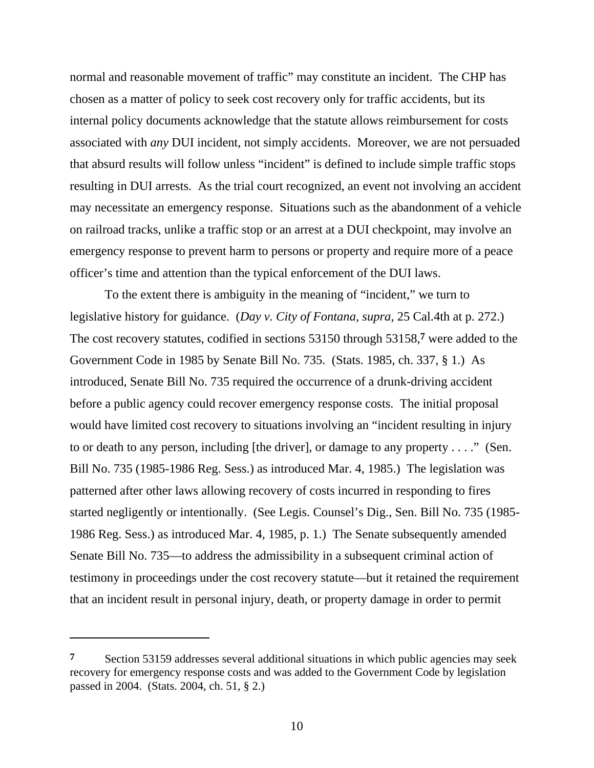normal and reasonable movement of traffic" may constitute an incident. The CHP has chosen as a matter of policy to seek cost recovery only for traffic accidents, but its internal policy documents acknowledge that the statute allows reimbursement for costs associated with *any* DUI incident, not simply accidents. Moreover, we are not persuaded that absurd results will follow unless "incident" is defined to include simple traffic stops resulting in DUI arrests. As the trial court recognized, an event not involving an accident may necessitate an emergency response. Situations such as the abandonment of a vehicle on railroad tracks, unlike a traffic stop or an arrest at a DUI checkpoint, may involve an emergency response to prevent harm to persons or property and require more of a peace officer's time and attention than the typical enforcement of the DUI laws.

To the extent there is ambiguity in the meaning of "incident," we turn to legislative history for guidance. (*Day v. City of Fontana, supra,* 25 Cal.4th at p. 272.) The cost recovery statutes, codified in sections 53150 through 53158,[7] were added to the Government Code in 1985 by Senate Bill No. 735. (Stats. 1985, ch. 337, § 1.) As introduced, Senate Bill No. 735 required the occurrence of a drunk-driving accident before a public agency could recover emergency response costs. The initial proposal would have limited cost recovery to situations involving an "incident resulting in injury to or death to any person, including [the driver], or damage to any property . . . ." (Sen. Bill No. 735 (1985-1986 Reg. Sess.) as introduced Mar. 4, 1985.) The legislation was patterned after other laws allowing recovery of costs incurred in responding to fires started negligently or intentionally. (See Legis. Counsel's Dig., Sen. Bill No. 735 (1985-1986 Reg. Sess.) as introduced Mar. 4, 1985, p. 1.) The Senate subsequently amended Senate Bill No. 735—to address the admissibility in a subsequent criminal action of testimony in proceedings under the cost recovery statute—but it retained the requirement that an incident result in personal injury, death, or property damage in order to permit

---

[7] Section 53159 addresses several additional situations in which public agencies may seek recovery for emergency response costs and was added to the Government Code by legislation passed in 2004. (Stats. 2004, ch. 51, § 2.)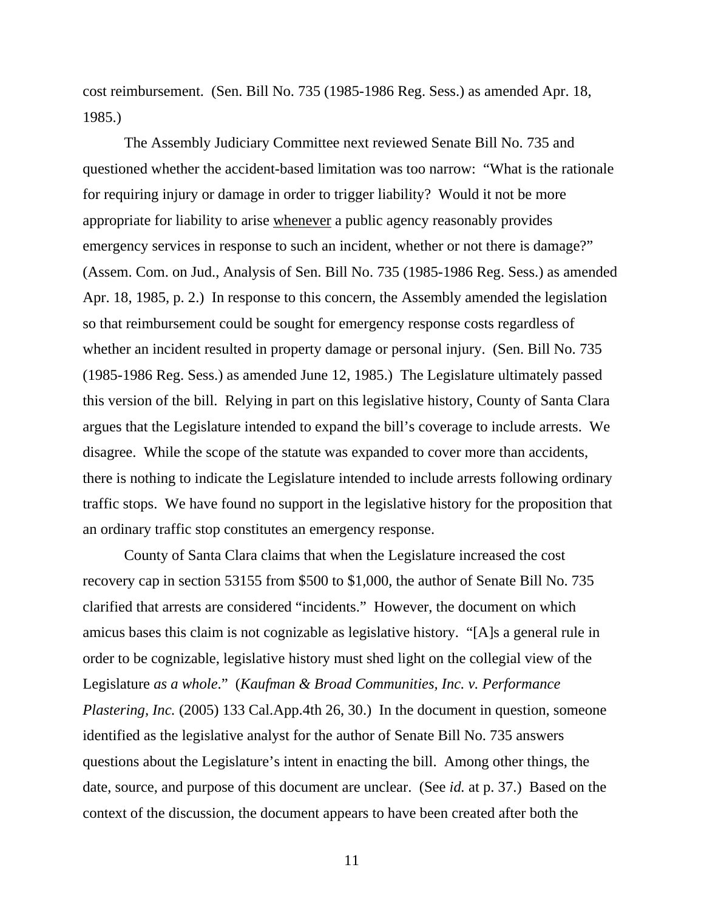cost reimbursement. (Sen. Bill No. 735 (1985-1986 Reg. Sess.) as amended Apr. 18, 1985.)

The Assembly Judiciary Committee next reviewed Senate Bill No. 735 and questioned whether the accident-based limitation was too narrow: "What is the rationale for requiring injury or damage in order to trigger liability? Would it not be more appropriate for liability to arise <u>whenever</u> a public agency reasonably provides emergency services in response to such an incident, whether or not there is damage?" (Assem. Com. on Jud., Analysis of Sen. Bill No. 735 (1985-1986 Reg. Sess.) as amended Apr. 18, 1985, p. 2.) In response to this concern, the Assembly amended the legislation so that reimbursement could be sought for emergency response costs regardless of whether an incident resulted in property damage or personal injury. (Sen. Bill No. 735 (1985-1986 Reg. Sess.) as amended June 12, 1985.) The Legislature ultimately passed this version of the bill. Relying in part on this legislative history, County of Santa Clara argues that the Legislature intended to expand the bill's coverage to include arrests. We disagree. While the scope of the statute was expanded to cover more than accidents, there is nothing to indicate the Legislature intended to include arrests following ordinary traffic stops. We have found no support in the legislative history for the proposition that an ordinary traffic stop constitutes an emergency response.

County of Santa Clara claims that when the Legislature increased the cost recovery cap in section 53155 from $500 to $1,000, the author of Senate Bill No. 735 clarified that arrests are considered "incidents." However, the document on which amicus bases this claim is not cognizable as legislative history. "[A]s a general rule in order to be cognizable, legislative history must shed light on the collegial view of the Legislature *as a whole*." (*Kaufman & Broad Communities, Inc. v. Performance Plastering, Inc.* (2005) 133 Cal.App.4th 26, 30.) In the document in question, someone identified as the legislative analyst for the author of Senate Bill No. 735 answers questions about the Legislature's intent in enacting the bill. Among other things, the date, source, and purpose of this document are unclear. (See *id.* at p. 37.) Based on the context of the discussion, the document appears to have been created after both the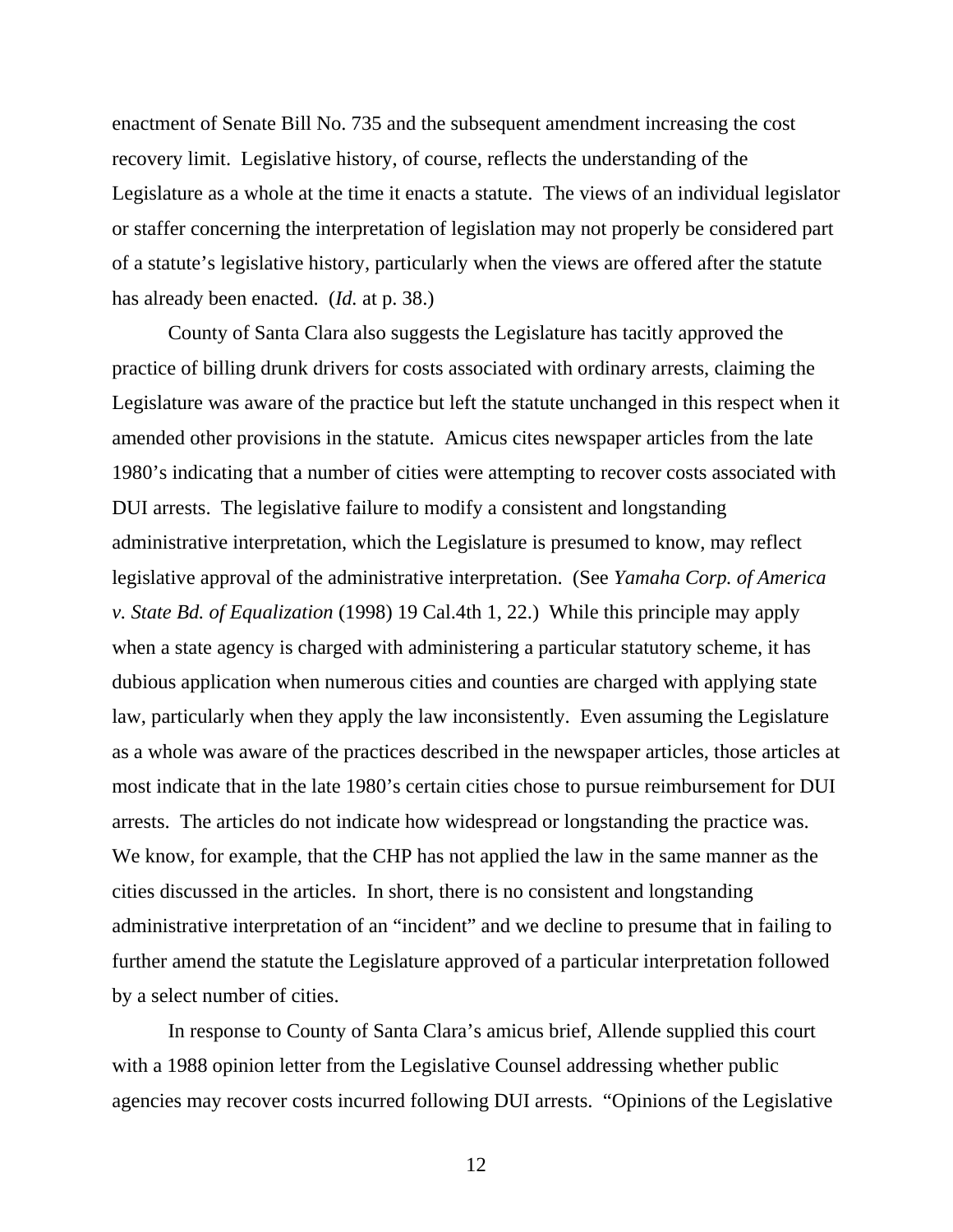enactment of Senate Bill No. 735 and the subsequent amendment increasing the cost recovery limit. Legislative history, of course, reflects the understanding of the Legislature as a whole at the time it enacts a statute. The views of an individual legislator or staffer concerning the interpretation of legislation may not properly be considered part of a statute's legislative history, particularly when the views are offered after the statute has already been enacted. (*Id.* at p. 38.)

County of Santa Clara also suggests the Legislature has tacitly approved the practice of billing drunk drivers for costs associated with ordinary arrests, claiming the Legislature was aware of the practice but left the statute unchanged in this respect when it amended other provisions in the statute. Amicus cites newspaper articles from the late 1980's indicating that a number of cities were attempting to recover costs associated with DUI arrests. The legislative failure to modify a consistent and longstanding administrative interpretation, which the Legislature is presumed to know, may reflect legislative approval of the administrative interpretation. (See *Yamaha Corp. of America v. State Bd. of Equalization* (1998) 19 Cal.4th 1, 22.) While this principle may apply when a state agency is charged with administering a particular statutory scheme, it has dubious application when numerous cities and counties are charged with applying state law, particularly when they apply the law inconsistently. Even assuming the Legislature as a whole was aware of the practices described in the newspaper articles, those articles at most indicate that in the late 1980's certain cities chose to pursue reimbursement for DUI arrests. The articles do not indicate how widespread or longstanding the practice was. We know, for example, that the CHP has not applied the law in the same manner as the cities discussed in the articles. In short, there is no consistent and longstanding administrative interpretation of an "incident" and we decline to presume that in failing to further amend the statute the Legislature approved of a particular interpretation followed by a select number of cities.

In response to County of Santa Clara's amicus brief, Allende supplied this court with a 1988 opinion letter from the Legislative Counsel addressing whether public agencies may recover costs incurred following DUI arrests. "Opinions of the Legislative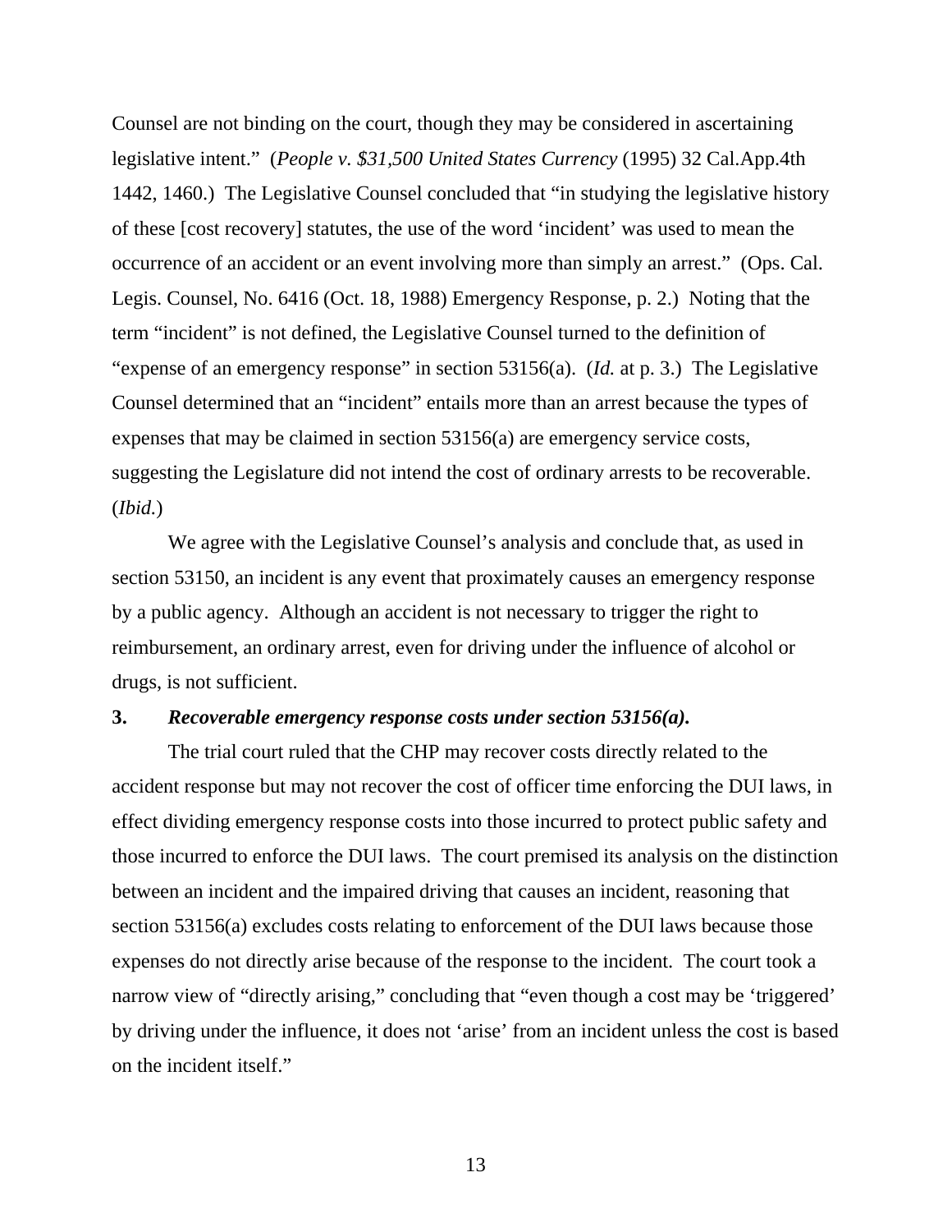Counsel are not binding on the court, though they may be considered in ascertaining legislative intent." (*People v. $31,500 United States Currency* (1995) 32 Cal.App.4th 1442, 1460.) The Legislative Counsel concluded that "in studying the legislative history of these [cost recovery] statutes, the use of the word 'incident' was used to mean the occurrence of an accident or an event involving more than simply an arrest." (Ops. Cal. Legis. Counsel, No. 6416 (Oct. 18, 1988) Emergency Response, p. 2.) Noting that the term "incident" is not defined, the Legislative Counsel turned to the definition of "expense of an emergency response" in section 53156(a). (*Id.* at p. 3.) The Legislative Counsel determined that an "incident" entails more than an arrest because the types of expenses that may be claimed in section 53156(a) are emergency service costs, suggesting the Legislature did not intend the cost of ordinary arrests to be recoverable. (*Ibid.*)

We agree with the Legislative Counsel's analysis and conclude that, as used in section 53150, an incident is any event that proximately causes an emergency response by a public agency. Although an accident is not necessary to trigger the right to reimbursement, an ordinary arrest, even for driving under the influence of alcohol or drugs, is not sufficient.

**3. *Recoverable emergency response costs under section 53156(a).***

The trial court ruled that the CHP may recover costs directly related to the accident response but may not recover the cost of officer time enforcing the DUI laws, in effect dividing emergency response costs into those incurred to protect public safety and those incurred to enforce the DUI laws. The court premised its analysis on the distinction between an incident and the impaired driving that causes an incident, reasoning that section 53156(a) excludes costs relating to enforcement of the DUI laws because those expenses do not directly arise because of the response to the incident. The court took a narrow view of "directly arising," concluding that "even though a cost may be 'triggered' by driving under the influence, it does not 'arise' from an incident unless the cost is based on the incident itself."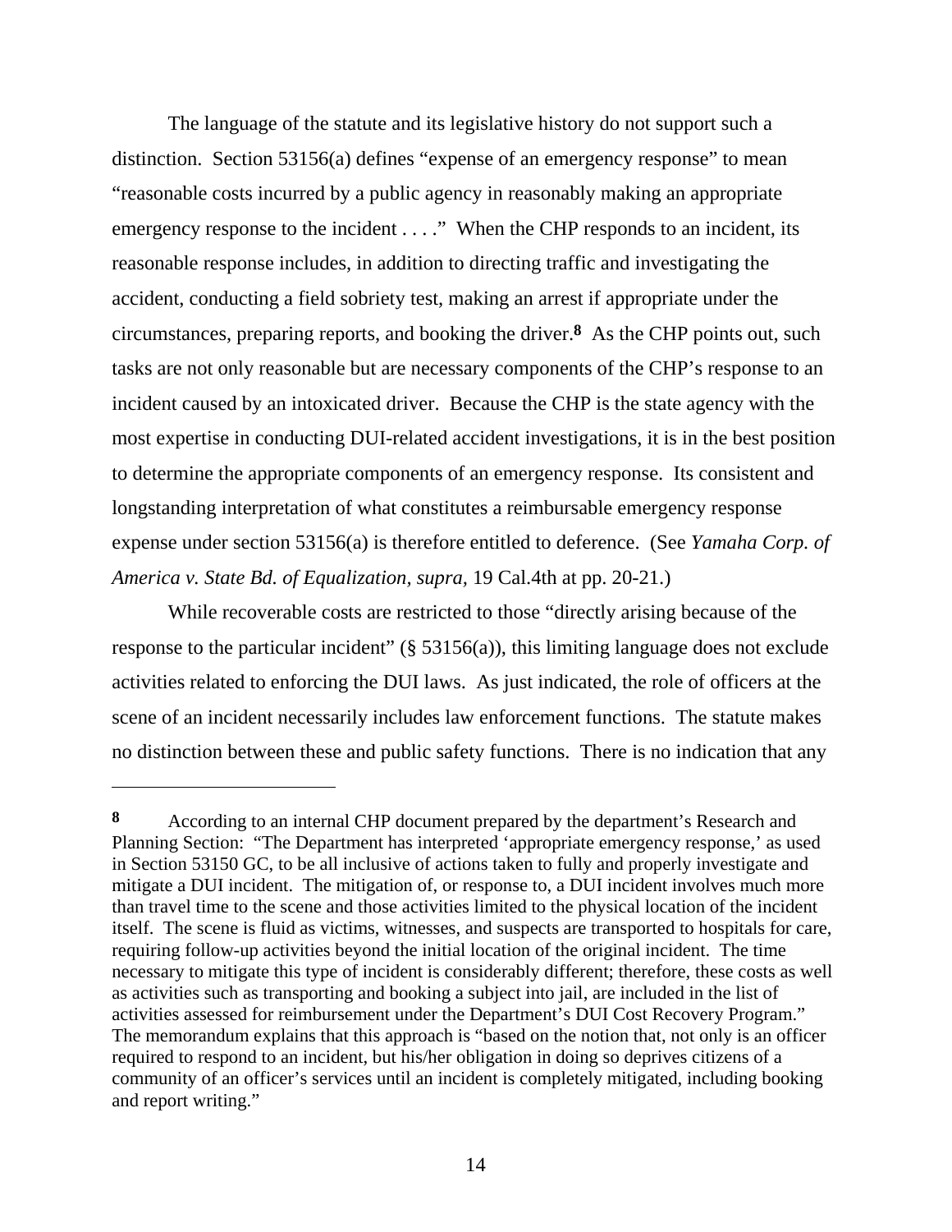The language of the statute and its legislative history do not support such a distinction. Section 53156(a) defines "expense of an emergency response" to mean "reasonable costs incurred by a public agency in reasonably making an appropriate emergency response to the incident . . . ." When the CHP responds to an incident, its reasonable response includes, in addition to directing traffic and investigating the accident, conducting a field sobriety test, making an arrest if appropriate under the circumstances, preparing reports, and booking the driver.[8] As the CHP points out, such tasks are not only reasonable but are necessary components of the CHP's response to an incident caused by an intoxicated driver. Because the CHP is the state agency with the most expertise in conducting DUI-related accident investigations, it is in the best position to determine the appropriate components of an emergency response. Its consistent and longstanding interpretation of what constitutes a reimbursable emergency response expense under section 53156(a) is therefore entitled to deference. (See *Yamaha Corp. of America v. State Bd. of Equalization, supra,* 19 Cal.4th at pp. 20-21.)

While recoverable costs are restricted to those "directly arising because of the response to the particular incident" (§ 53156(a)), this limiting language does not exclude activities related to enforcing the DUI laws. As just indicated, the role of officers at the scene of an incident necessarily includes law enforcement functions. The statute makes no distinction between these and public safety functions. There is no indication that any

---

**8** According to an internal CHP document prepared by the department's Research and Planning Section: "The Department has interpreted 'appropriate emergency response,' as used in Section 53150 GC, to be all inclusive of actions taken to fully and properly investigate and mitigate a DUI incident. The mitigation of, or response to, a DUI incident involves much more than travel time to the scene and those activities limited to the physical location of the incident itself. The scene is fluid as victims, witnesses, and suspects are transported to hospitals for care, requiring follow-up activities beyond the initial location of the original incident. The time necessary to mitigate this type of incident is considerably different; therefore, these costs as well as activities such as transporting and booking a subject into jail, are included in the list of activities assessed for reimbursement under the Department's DUI Cost Recovery Program." The memorandum explains that this approach is "based on the notion that, not only is an officer required to respond to an incident, but his/her obligation in doing so deprives citizens of a community of an officer's services until an incident is completely mitigated, including booking and report writing."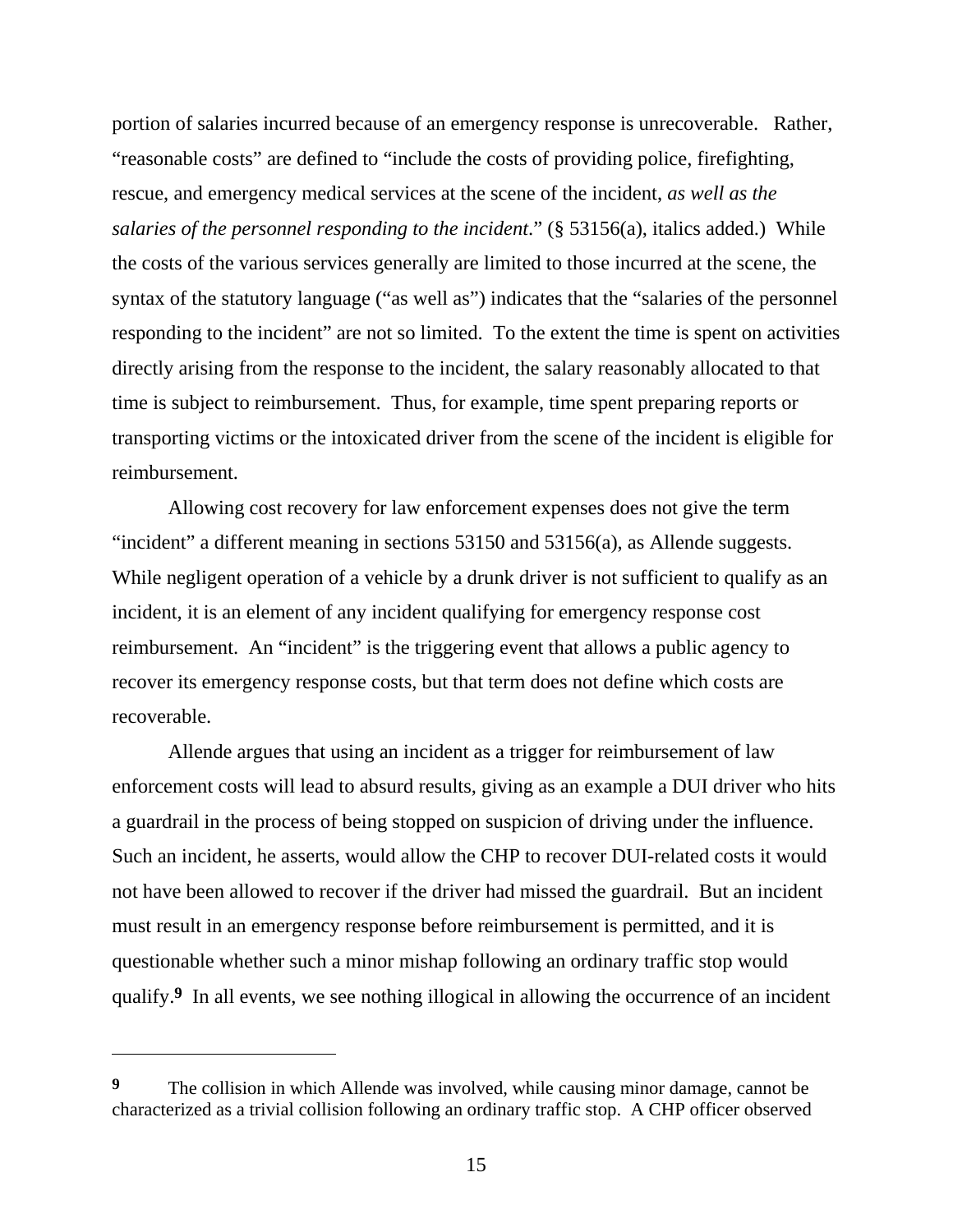portion of salaries incurred because of an emergency response is unrecoverable. Rather, "reasonable costs" are defined to "include the costs of providing police, firefighting, rescue, and emergency medical services at the scene of the incident, *as well as the salaries of the personnel responding to the incident*." (§ 53156(a), italics added.) While the costs of the various services generally are limited to those incurred at the scene, the syntax of the statutory language ("as well as") indicates that the "salaries of the personnel responding to the incident" are not so limited. To the extent the time is spent on activities directly arising from the response to the incident, the salary reasonably allocated to that time is subject to reimbursement. Thus, for example, time spent preparing reports or transporting victims or the intoxicated driver from the scene of the incident is eligible for reimbursement.

Allowing cost recovery for law enforcement expenses does not give the term "incident" a different meaning in sections 53150 and 53156(a), as Allende suggests. While negligent operation of a vehicle by a drunk driver is not sufficient to qualify as an incident, it is an element of any incident qualifying for emergency response cost reimbursement. An "incident" is the triggering event that allows a public agency to recover its emergency response costs, but that term does not define which costs are recoverable.

Allende argues that using an incident as a trigger for reimbursement of law enforcement costs will lead to absurd results, giving as an example a DUI driver who hits a guardrail in the process of being stopped on suspicion of driving under the influence. Such an incident, he asserts, would allow the CHP to recover DUI-related costs it would not have been allowed to recover if the driver had missed the guardrail. But an incident must result in an emergency response before reimbursement is permitted, and it is questionable whether such a minor mishap following an ordinary traffic stop would qualify.[9] In all events, we see nothing illogical in allowing the occurrence of an incident

---

**9** The collision in which Allende was involved, while causing minor damage, cannot be characterized as a trivial collision following an ordinary traffic stop. A CHP officer observed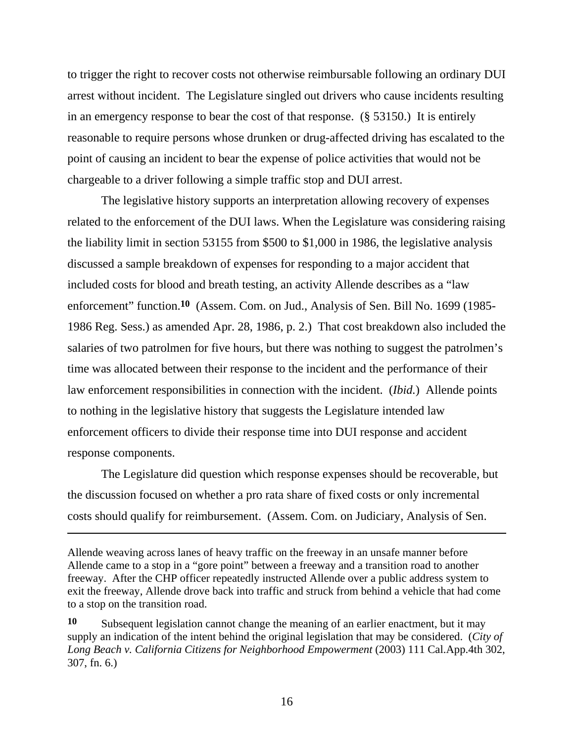to trigger the right to recover costs not otherwise reimbursable following an ordinary DUI arrest without incident. The Legislature singled out drivers who cause incidents resulting in an emergency response to bear the cost of that response. (§ 53150.) It is entirely reasonable to require persons whose drunken or drug-affected driving has escalated to the point of causing an incident to bear the expense of police activities that would not be chargeable to a driver following a simple traffic stop and DUI arrest.

The legislative history supports an interpretation allowing recovery of expenses related to the enforcement of the DUI laws. When the Legislature was considering raising the liability limit in section 53155 from $500 to $1,000 in 1986, the legislative analysis discussed a sample breakdown of expenses for responding to a major accident that included costs for blood and breath testing, an activity Allende describes as a "law enforcement" function.**10** (Assem. Com. on Jud., Analysis of Sen. Bill No. 1699 (1985-1986 Reg. Sess.) as amended Apr. 28, 1986, p. 2.) That cost breakdown also included the salaries of two patrolmen for five hours, but there was nothing to suggest the patrolmen's time was allocated between their response to the incident and the performance of their law enforcement responsibilities in connection with the incident. (*Ibid.*) Allende points to nothing in the legislative history that suggests the Legislature intended law enforcement officers to divide their response time into DUI response and accident response components.

The Legislature did question which response expenses should be recoverable, but the discussion focused on whether a pro rata share of fixed costs or only incremental costs should qualify for reimbursement. (Assem. Com. on Judiciary, Analysis of Sen.

---

Allende weaving across lanes of heavy traffic on the freeway in an unsafe manner before Allende came to a stop in a "gore point" between a freeway and a transition road to another freeway. After the CHP officer repeatedly instructed Allende over a public address system to exit the freeway, Allende drove back into traffic and struck from behind a vehicle that had come to a stop on the transition road.

**10** Subsequent legislation cannot change the meaning of an earlier enactment, but it may supply an indication of the intent behind the original legislation that may be considered. (*City of Long Beach v. California Citizens for Neighborhood Empowerment* (2003) 111 Cal.App.4th 302, 307, fn. 6.)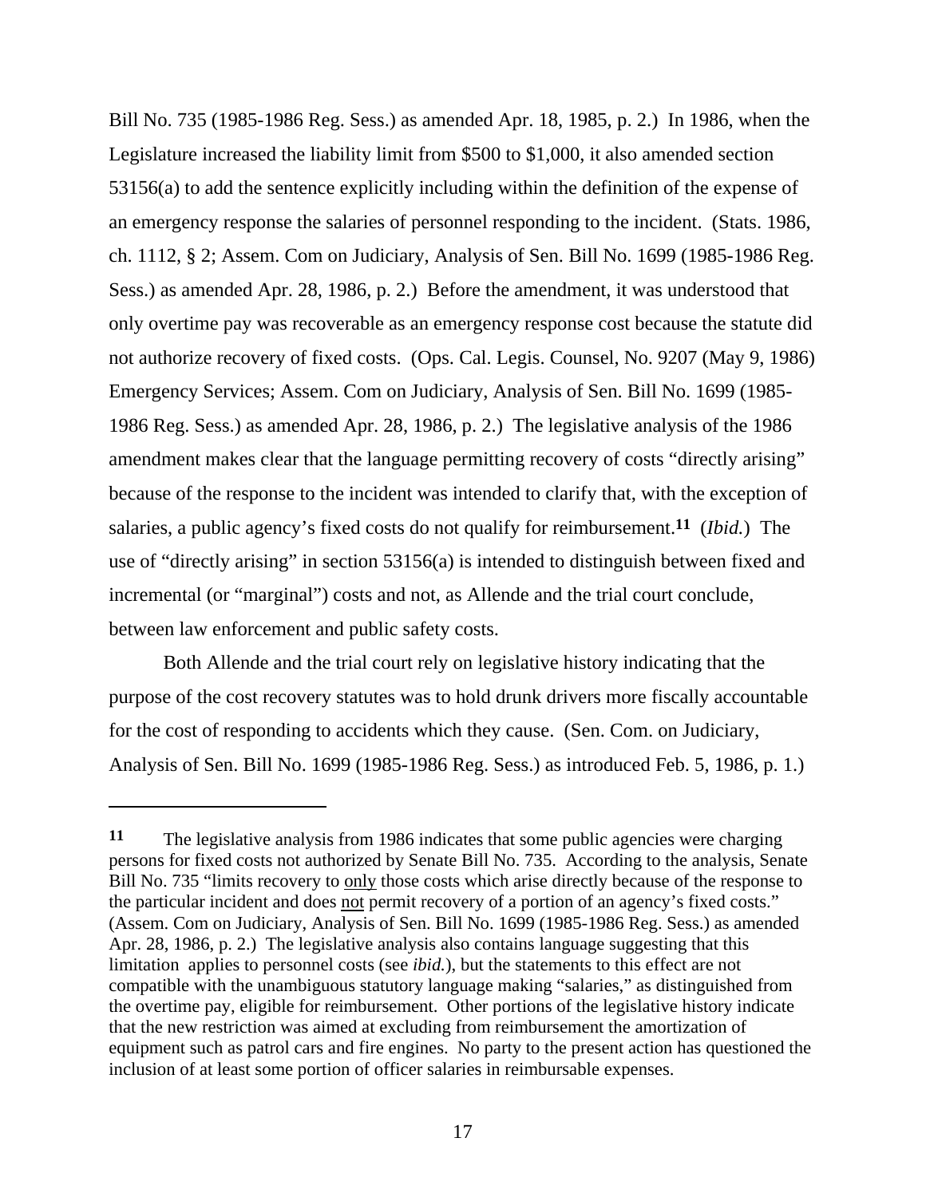Bill No. 735 (1985-1986 Reg. Sess.) as amended Apr. 18, 1985, p. 2.) In 1986, when the Legislature increased the liability limit from $500 to $1,000, it also amended section 53156(a) to add the sentence explicitly including within the definition of the expense of an emergency response the salaries of personnel responding to the incident. (Stats. 1986, ch. 1112, § 2; Assem. Com on Judiciary, Analysis of Sen. Bill No. 1699 (1985-1986 Reg. Sess.) as amended Apr. 28, 1986, p. 2.) Before the amendment, it was understood that only overtime pay was recoverable as an emergency response cost because the statute did not authorize recovery of fixed costs. (Ops. Cal. Legis. Counsel, No. 9207 (May 9, 1986) Emergency Services; Assem. Com on Judiciary, Analysis of Sen. Bill No. 1699 (1985-1986 Reg. Sess.) as amended Apr. 28, 1986, p. 2.) The legislative analysis of the 1986 amendment makes clear that the language permitting recovery of costs "directly arising" because of the response to the incident was intended to clarify that, with the exception of salaries, a public agency's fixed costs do not qualify for reimbursement.**[11]** (*Ibid.*) The use of "directly arising" in section 53156(a) is intended to distinguish between fixed and incremental (or "marginal") costs and not, as Allende and the trial court conclude, between law enforcement and public safety costs.

Both Allende and the trial court rely on legislative history indicating that the purpose of the cost recovery statutes was to hold drunk drivers more fiscally accountable for the cost of responding to accidents which they cause. (Sen. Com. on Judiciary, Analysis of Sen. Bill No. 1699 (1985-1986 Reg. Sess.) as introduced Feb. 5, 1986, p. 1.)

---

**11** The legislative analysis from 1986 indicates that some public agencies were charging persons for fixed costs not authorized by Senate Bill No. 735. According to the analysis, Senate Bill No. 735 "limits recovery to only those costs which arise directly because of the response to the particular incident and does not permit recovery of a portion of an agency's fixed costs." (Assem. Com on Judiciary, Analysis of Sen. Bill No. 1699 (1985-1986 Reg. Sess.) as amended Apr. 28, 1986, p. 2.) The legislative analysis also contains language suggesting that this limitation applies to personnel costs (see *ibid.*), but the statements to this effect are not compatible with the unambiguous statutory language making "salaries," as distinguished from the overtime pay, eligible for reimbursement. Other portions of the legislative history indicate that the new restriction was aimed at excluding from reimbursement the amortization of equipment such as patrol cars and fire engines. No party to the present action has questioned the inclusion of at least some portion of officer salaries in reimbursable expenses.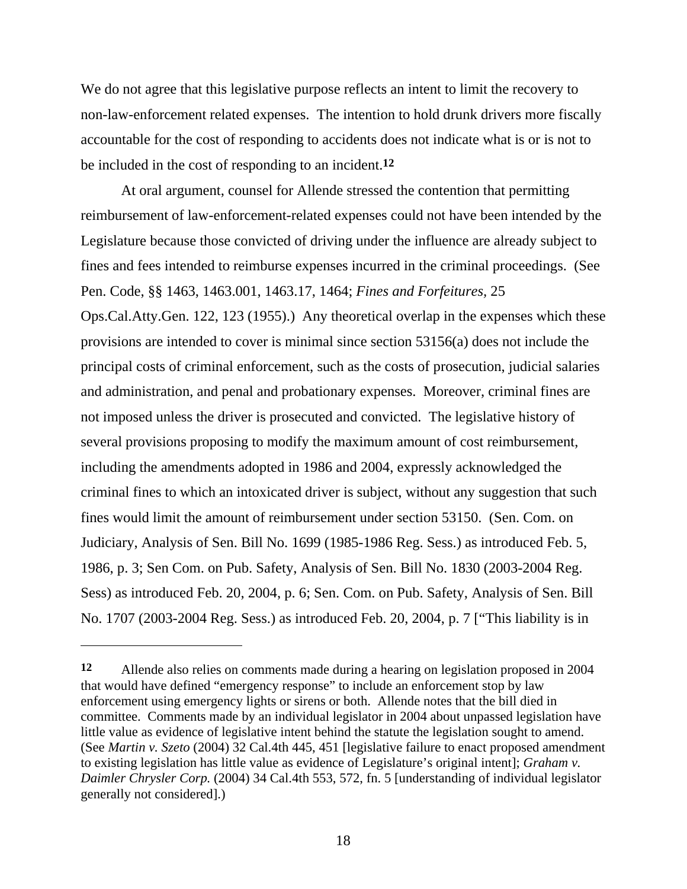We do not agree that this legislative purpose reflects an intent to limit the recovery to non-law-enforcement related expenses. The intention to hold drunk drivers more fiscally accountable for the cost of responding to accidents does not indicate what is or is not to be included in the cost of responding to an incident.[12]

At oral argument, counsel for Allende stressed the contention that permitting reimbursement of law-enforcement-related expenses could not have been intended by the Legislature because those convicted of driving under the influence are already subject to fines and fees intended to reimburse expenses incurred in the criminal proceedings. (See Pen. Code, §§ 1463, 1463.001, 1463.17, 1464; *Fines and Forfeitures,* 25 Ops.Cal.Atty.Gen. 122, 123 (1955).) Any theoretical overlap in the expenses which these provisions are intended to cover is minimal since section 53156(a) does not include the principal costs of criminal enforcement, such as the costs of prosecution, judicial salaries and administration, and penal and probationary expenses. Moreover, criminal fines are not imposed unless the driver is prosecuted and convicted. The legislative history of several provisions proposing to modify the maximum amount of cost reimbursement, including the amendments adopted in 1986 and 2004, expressly acknowledged the criminal fines to which an intoxicated driver is subject, without any suggestion that such fines would limit the amount of reimbursement under section 53150. (Sen. Com. on Judiciary, Analysis of Sen. Bill No. 1699 (1985-1986 Reg. Sess.) as introduced Feb. 5, 1986, p. 3; Sen Com. on Pub. Safety, Analysis of Sen. Bill No. 1830 (2003-2004 Reg. Sess) as introduced Feb. 20, 2004, p. 6; Sen. Com. on Pub. Safety, Analysis of Sen. Bill No. 1707 (2003-2004 Reg. Sess.) as introduced Feb. 20, 2004, p. 7 ["This liability is in

---

[12] Allende also relies on comments made during a hearing on legislation proposed in 2004 that would have defined "emergency response" to include an enforcement stop by law enforcement using emergency lights or sirens or both. Allende notes that the bill died in committee. Comments made by an individual legislator in 2004 about unpassed legislation have little value as evidence of legislative intent behind the statute the legislation sought to amend. (See *Martin v. Szeto* (2004) 32 Cal.4th 445, 451 [legislative failure to enact proposed amendment to existing legislation has little value as evidence of Legislature's original intent]; *Graham v. Daimler Chrysler Corp.* (2004) 34 Cal.4th 553, 572, fn. 5 [understanding of individual legislator generally not considered].)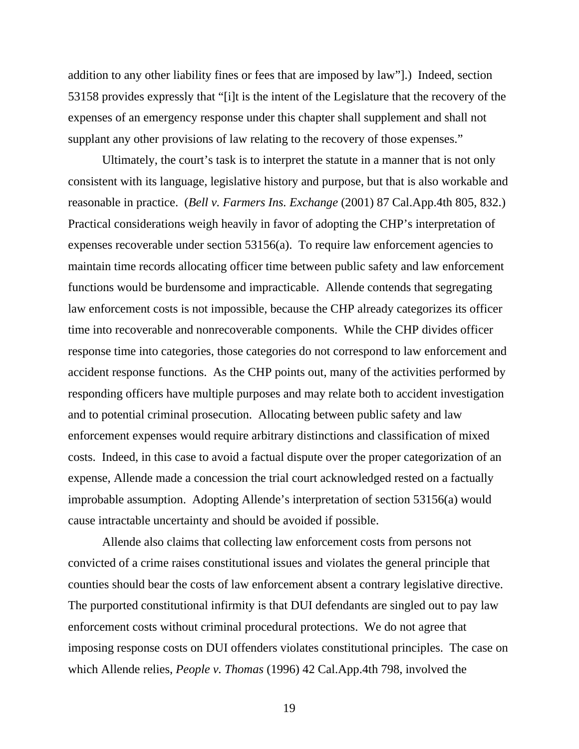addition to any other liability fines or fees that are imposed by law"].) Indeed, section 53158 provides expressly that "[i]t is the intent of the Legislature that the recovery of the expenses of an emergency response under this chapter shall supplement and shall not supplant any other provisions of law relating to the recovery of those expenses."

Ultimately, the court's task is to interpret the statute in a manner that is not only consistent with its language, legislative history and purpose, but that is also workable and reasonable in practice. (*Bell v. Farmers Ins. Exchange* (2001) 87 Cal.App.4th 805, 832.) Practical considerations weigh heavily in favor of adopting the CHP's interpretation of expenses recoverable under section 53156(a). To require law enforcement agencies to maintain time records allocating officer time between public safety and law enforcement functions would be burdensome and impracticable. Allende contends that segregating law enforcement costs is not impossible, because the CHP already categorizes its officer time into recoverable and nonrecoverable components. While the CHP divides officer response time into categories, those categories do not correspond to law enforcement and accident response functions. As the CHP points out, many of the activities performed by responding officers have multiple purposes and may relate both to accident investigation and to potential criminal prosecution. Allocating between public safety and law enforcement expenses would require arbitrary distinctions and classification of mixed costs. Indeed, in this case to avoid a factual dispute over the proper categorization of an expense, Allende made a concession the trial court acknowledged rested on a factually improbable assumption. Adopting Allende's interpretation of section 53156(a) would cause intractable uncertainty and should be avoided if possible.

Allende also claims that collecting law enforcement costs from persons not convicted of a crime raises constitutional issues and violates the general principle that counties should bear the costs of law enforcement absent a contrary legislative directive. The purported constitutional infirmity is that DUI defendants are singled out to pay law enforcement costs without criminal procedural protections. We do not agree that imposing response costs on DUI offenders violates constitutional principles. The case on which Allende relies, *People v. Thomas* (1996) 42 Cal.App.4th 798, involved the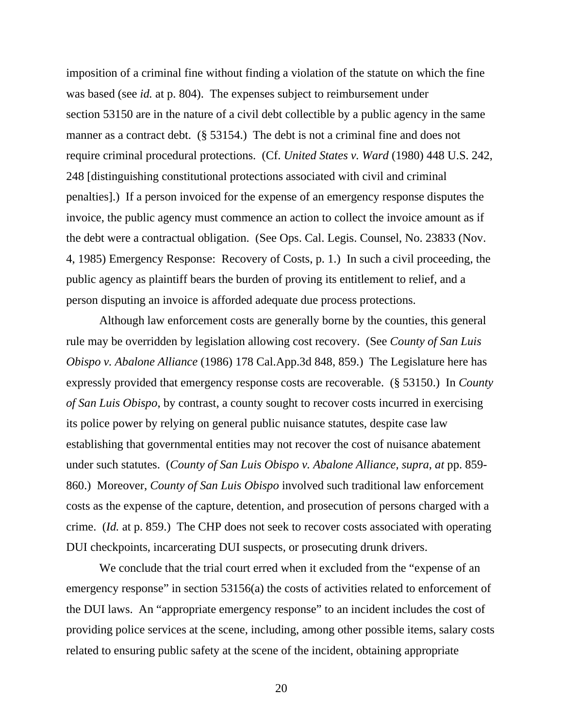imposition of a criminal fine without finding a violation of the statute on which the fine was based (see *id.* at p. 804). The expenses subject to reimbursement under section 53150 are in the nature of a civil debt collectible by a public agency in the same manner as a contract debt. (§ 53154.) The debt is not a criminal fine and does not require criminal procedural protections. (Cf. *United States v. Ward* (1980) 448 U.S. 242, 248 [distinguishing constitutional protections associated with civil and criminal penalties].) If a person invoiced for the expense of an emergency response disputes the invoice, the public agency must commence an action to collect the invoice amount as if the debt were a contractual obligation. (See Ops. Cal. Legis. Counsel, No. 23833 (Nov. 4, 1985) Emergency Response: Recovery of Costs, p. 1.) In such a civil proceeding, the public agency as plaintiff bears the burden of proving its entitlement to relief, and a person disputing an invoice is afforded adequate due process protections.

Although law enforcement costs are generally borne by the counties, this general rule may be overridden by legislation allowing cost recovery. (See *County of San Luis Obispo v. Abalone Alliance* (1986) 178 Cal.App.3d 848, 859.) The Legislature here has expressly provided that emergency response costs are recoverable. (§ 53150.) In *County of San Luis Obispo*, by contrast, a county sought to recover costs incurred in exercising its police power by relying on general public nuisance statutes, despite case law establishing that governmental entities may not recover the cost of nuisance abatement under such statutes. (*County of San Luis Obispo v. Abalone Alliance, supra, at* pp. 859-860.) Moreover, *County of San Luis Obispo* involved such traditional law enforcement costs as the expense of the capture, detention, and prosecution of persons charged with a crime. (*Id.* at p. 859.) The CHP does not seek to recover costs associated with operating DUI checkpoints, incarcerating DUI suspects, or prosecuting drunk drivers.

We conclude that the trial court erred when it excluded from the "expense of an emergency response" in section 53156(a) the costs of activities related to enforcement of the DUI laws. An "appropriate emergency response" to an incident includes the cost of providing police services at the scene, including, among other possible items, salary costs related to ensuring public safety at the scene of the incident, obtaining appropriate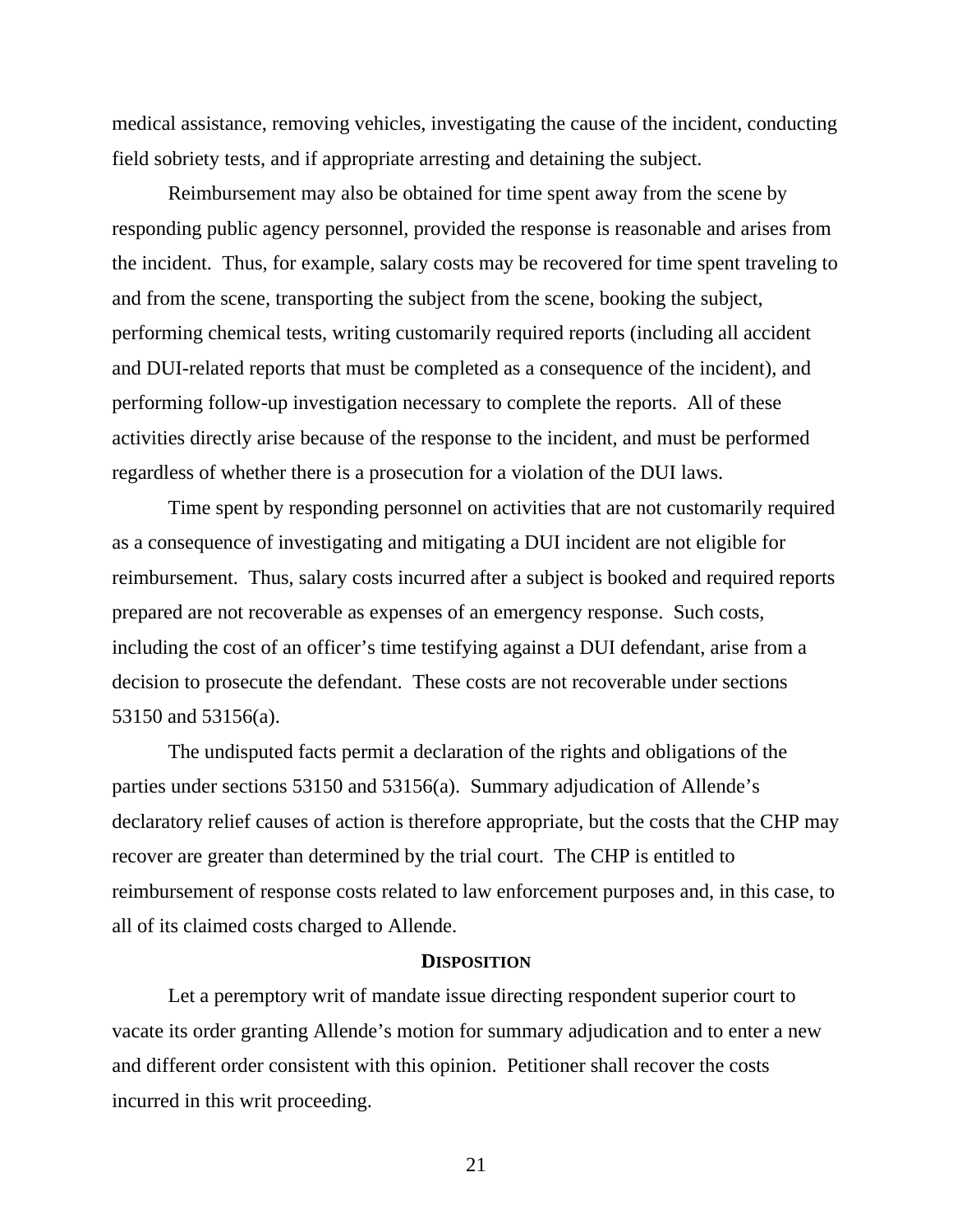medical assistance, removing vehicles, investigating the cause of the incident, conducting field sobriety tests, and if appropriate arresting and detaining the subject.

Reimbursement may also be obtained for time spent away from the scene by responding public agency personnel, provided the response is reasonable and arises from the incident. Thus, for example, salary costs may be recovered for time spent traveling to and from the scene, transporting the subject from the scene, booking the subject, performing chemical tests, writing customarily required reports (including all accident and DUI-related reports that must be completed as a consequence of the incident), and performing follow-up investigation necessary to complete the reports. All of these activities directly arise because of the response to the incident, and must be performed regardless of whether there is a prosecution for a violation of the DUI laws.

Time spent by responding personnel on activities that are not customarily required as a consequence of investigating and mitigating a DUI incident are not eligible for reimbursement. Thus, salary costs incurred after a subject is booked and required reports prepared are not recoverable as expenses of an emergency response. Such costs, including the cost of an officer's time testifying against a DUI defendant, arise from a decision to prosecute the defendant. These costs are not recoverable under sections 53150 and 53156(a).

The undisputed facts permit a declaration of the rights and obligations of the parties under sections 53150 and 53156(a). Summary adjudication of Allende's declaratory relief causes of action is therefore appropriate, but the costs that the CHP may recover are greater than determined by the trial court. The CHP is entitled to reimbursement of response costs related to law enforcement purposes and, in this case, to all of its claimed costs charged to Allende.

## DISPOSITION

Let a peremptory writ of mandate issue directing respondent superior court to vacate its order granting Allende's motion for summary adjudication and to enter a new and different order consistent with this opinion. Petitioner shall recover the costs incurred in this writ proceeding.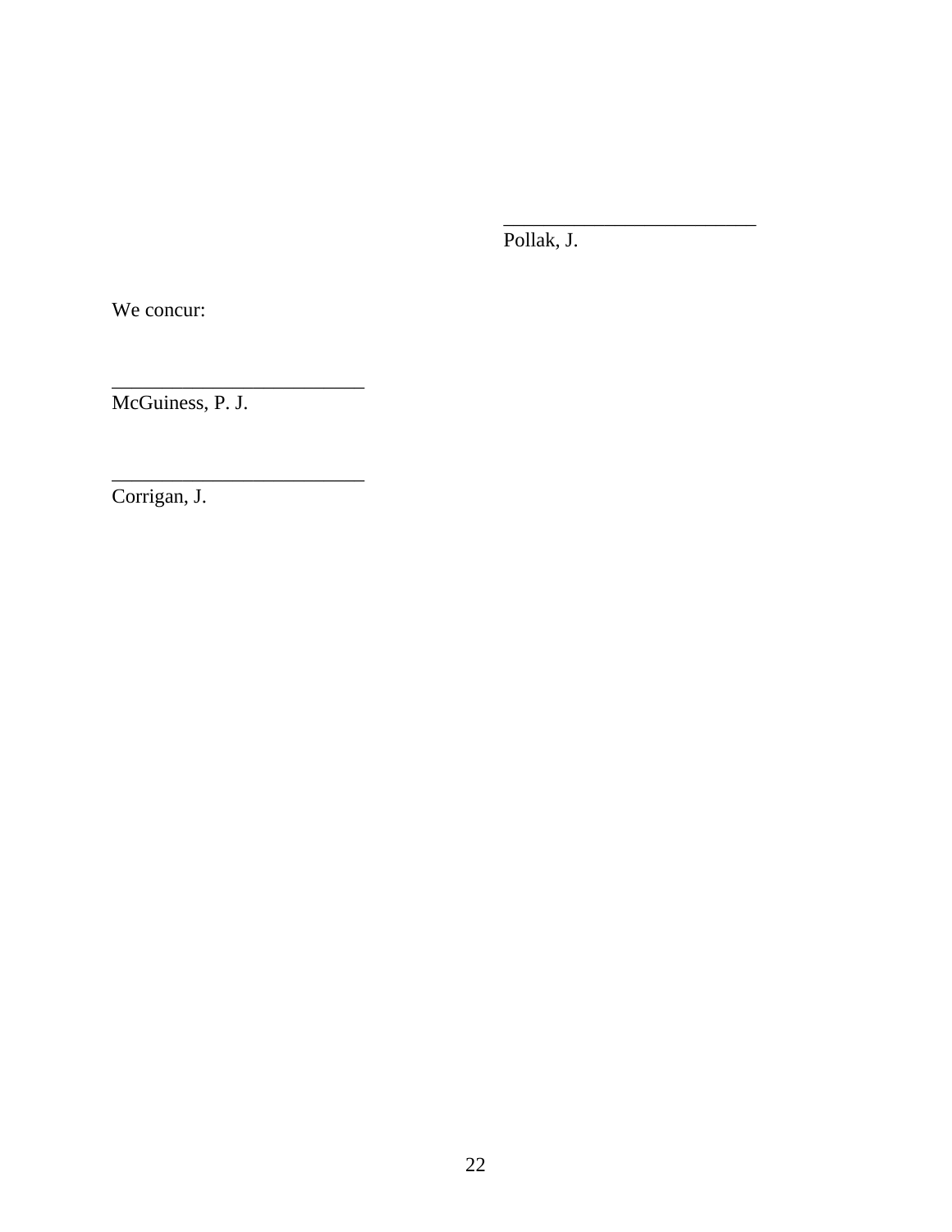_________________________
Pollak, J.

We concur:

_________________________
McGuiness, P. J.

_________________________
Corrigan, J.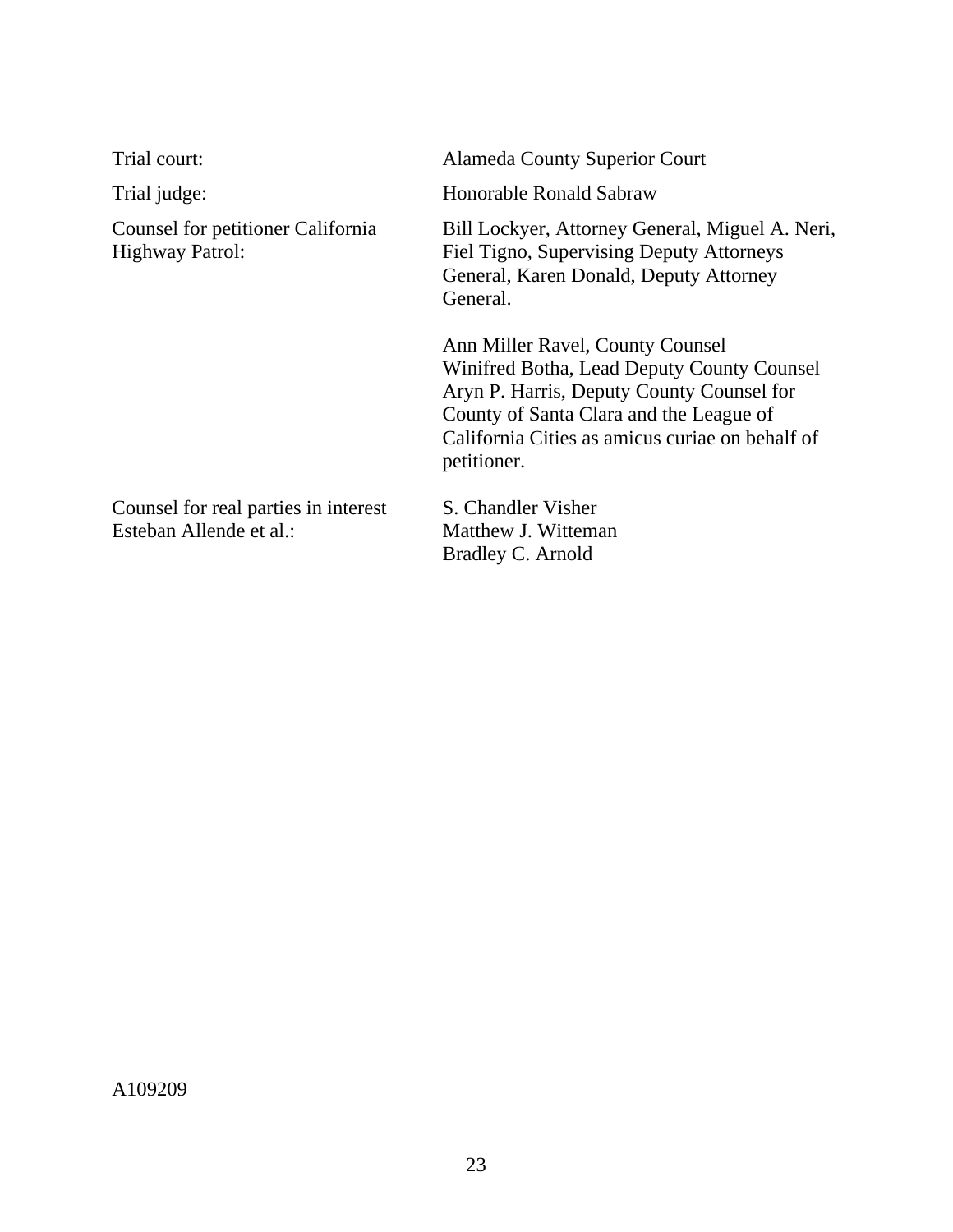| | |
|---|---|
| Trial court: | Alameda County Superior Court |
| Trial judge: | Honorable Ronald Sabraw |
| Counsel for petitioner California Highway Patrol: | Bill Lockyer, Attorney General, Miguel A. Neri, Fiel Tigno, Supervising Deputy Attorneys General, Karen Donald, Deputy Attorney General.<br><br>Ann Miller Ravel, County Counsel<br>Winifred Botha, Lead Deputy County Counsel<br>Aryn P. Harris, Deputy County Counsel for County of Santa Clara and the League of California Cities as amicus curiae on behalf of petitioner. |
| Counsel for real parties in interest Esteban Allende et al.: | S. Chandler Visher<br>Matthew J. Witteman<br>Bradley C. Arnold |

A109209